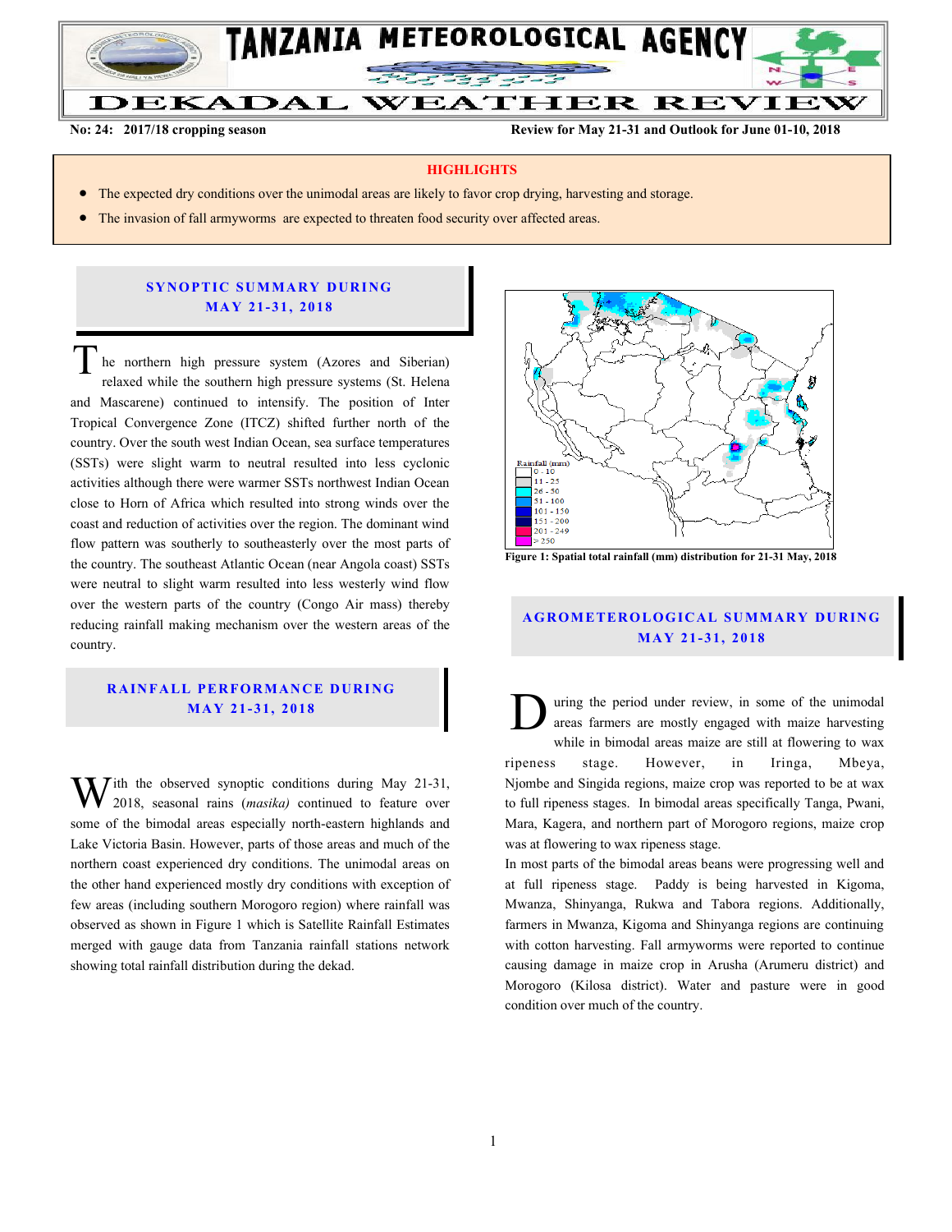# TANZANIA METEOROLOGICAL AGENCY

# DEKADAL WEATHER REVIEW

**No: 24: 2017/18 cropping season** **Review for May 21-31 and Outlook for June 01-10, 2018**

**HIGHLIGHTS**

- The expected dry conditions over the unimodal areas are likely to favor crop drying, harvesting and storage.
- The invasion of fall armyworms are expected to threaten food security over affected areas.

## SYNOPTIC SUMMARY DURING MAY 21-31, 2018

The northern high pressure system (Azores and Siberian) relaxed while the southern high pressure systems (St. Helena and Mascarene) continued to intensify. The position of Inter Tropical Convergence Zone (ITCZ) shifted further north of the country. Over the south west Indian Ocean, sea surface temperatures (SSTs) were slight warm to neutral resulted into less cyclonic activities although there were warmer SSTs northwest Indian Ocean close to Horn of Africa which resulted into strong winds over the coast and reduction of activities over the region. The dominant wind flow pattern was southerly to southeasterly over the most parts of the country. The southeast Atlantic Ocean (near Angola coast) SSTs were neutral to slight warm resulted into less westerly wind flow over the western parts of the country (Congo Air mass) thereby reducing rainfall making mechanism over the western areas of the country.

## RAINFALL PERFORMANCE DURING MAY 21-31, 2018

With the observed synoptic conditions during May 21-31, 2018, seasonal rains (*masika)* continued to feature over some of the bimodal areas especially north-eastern highlands and Lake Victoria Basin. However, parts of those areas and much of the northern coast experienced dry conditions. The unimodal areas on the other hand experienced mostly dry conditions with exception of few areas (including southern Morogoro region) where rainfall was observed as shown in Figure 1 which is Satellite Rainfall Estimates merged with gauge data from Tanzania rainfall stations network showing total rainfall distribution during the dekad.

Rainfall (mm): 0 - 10; 11 - 25; 26 - 50; 51 - 100; 101 - 150; 151 - 200; 201 - 249; > 250

**Figure 1: Spatial total rainfall (mm) distribution for 21-31 May, 2018**

## AGROMETEROLOGICAL SUMMARY DURING MAY 21-31, 2018

During the period under review, in some of the unimodal areas farmers are mostly engaged with maize harvesting while in bimodal areas maize are still at flowering to wax ripeness stage. However, in Iringa, Mbeya, Njombe and Singida regions, maize crop was reported to be at wax to full ripeness stages. In bimodal areas specifically Tanga, Pwani, Mara, Kagera, and northern part of Morogoro regions, maize crop was at flowering to wax ripeness stage.

In most parts of the bimodal areas beans were progressing well and at full ripeness stage. Paddy is being harvested in Kigoma, Mwanza, Shinyanga, Rukwa and Tabora regions. Additionally, farmers in Mwanza, Kigoma and Shinyanga regions are continuing with cotton harvesting. Fall armyworms were reported to continue causing damage in maize crop in Arusha (Arumeru district) and Morogoro (Kilosa district). Water and pasture were in good condition over much of the country.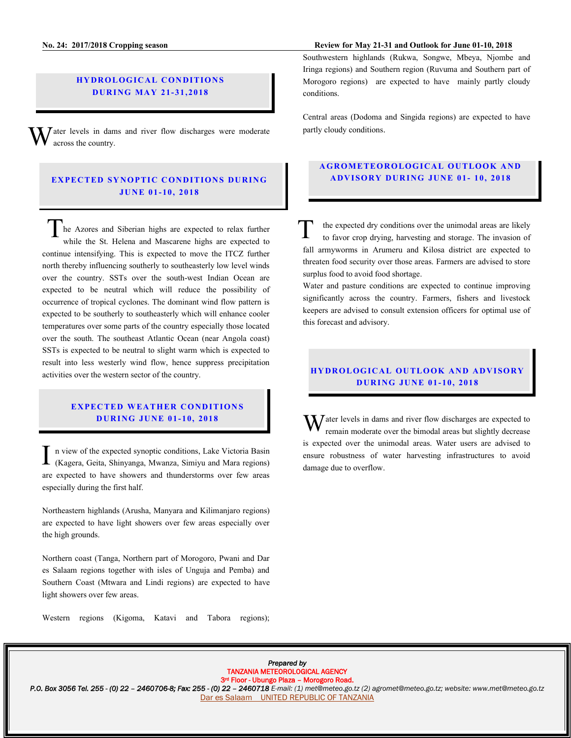## HYDROLOGICAL CONDITIONS DURING MAY 21-31,2018

Water levels in dams and river flow discharges were moderate across the country.

## EXPECTED SYNOPTIC CONDITIONS DURING JUNE 01-10, 2018

The Azores and Siberian highs are expected to relax further while the St. Helena and Mascarene highs are expected to continue intensifying. This is expected to move the ITCZ further north thereby influencing southerly to southeasterly low level winds over the country. SSTs over the south-west Indian Ocean are expected to be neutral which will reduce the possibility of occurrence of tropical cyclones. The dominant wind flow pattern is expected to be southerly to southeasterly which will enhance cooler temperatures over some parts of the country especially those located over the south. The southeast Atlantic Ocean (near Angola coast) SSTs is expected to be neutral to slight warm which is expected to result into less westerly wind flow, hence suppress precipitation activities over the western sector of the country.

## EXPECTED WEATHER CONDITIONS DURING JUNE 01-10, 2018

In view of the expected synoptic conditions, Lake Victoria Basin (Kagera, Geita, Shinyanga, Mwanza, Simiyu and Mara regions) are expected to have showers and thunderstorms over few areas especially during the first half.

Northeastern highlands (Arusha, Manyara and Kilimanjaro regions) are expected to have light showers over few areas especially over the high grounds.

Northern coast (Tanga, Northern part of Morogoro, Pwani and Dar es Salaam regions together with isles of Unguja and Pemba) and Southern Coast (Mtwara and Lindi regions) are expected to have light showers over few areas.

Western regions (Kigoma, Katavi and Tabora regions); Southwestern highlands (Rukwa, Songwe, Mbeya, Njombe and Iringa regions) and Southern region (Ruvuma and Southern part of Morogoro regions) are expected to have mainly partly cloudy conditions.

Central areas (Dodoma and Singida regions) are expected to have partly cloudy conditions.

## AGROMETEOROLOGICAL OUTLOOK AND ADVISORY DURING JUNE 01- 10, 2018

T the expected dry conditions over the unimodal areas are likely to favor crop drying, harvesting and storage. The invasion of fall armyworms in Arumeru and Kilosa district are expected to threaten food security over those areas. Farmers are advised to store surplus food to avoid food shortage.

Water and pasture conditions are expected to continue improving significantly across the country. Farmers, fishers and livestock keepers are advised to consult extension officers for optimal use of this forecast and advisory.

## HYDROLOGICAL OUTLOOK AND ADVISORY DURING JUNE 01-10, 2018

Water levels in dams and river flow discharges are expected to remain moderate over the bimodal areas but slightly decrease is expected over the unimodal areas. Water users are advised to ensure robustness of water harvesting infrastructures to avoid damage due to overflow.

*Prepared by*
TANZANIA METEOROLOGICAL AGENCY
3rd Floor - Ubungo Plaza – Morogoro Road.
*P.O. Box 3056 Tel. 255 - (0) 22 – 2460706-8; Fax: 255 - (0) 22 – 2460718 E-mail: (1) met@meteo.go.tz (2) agromet@meteo.go.tz; website: www.met@meteo.go.tz*
Dar es Salaam UNITED REPUBLIC OF TANZANIA